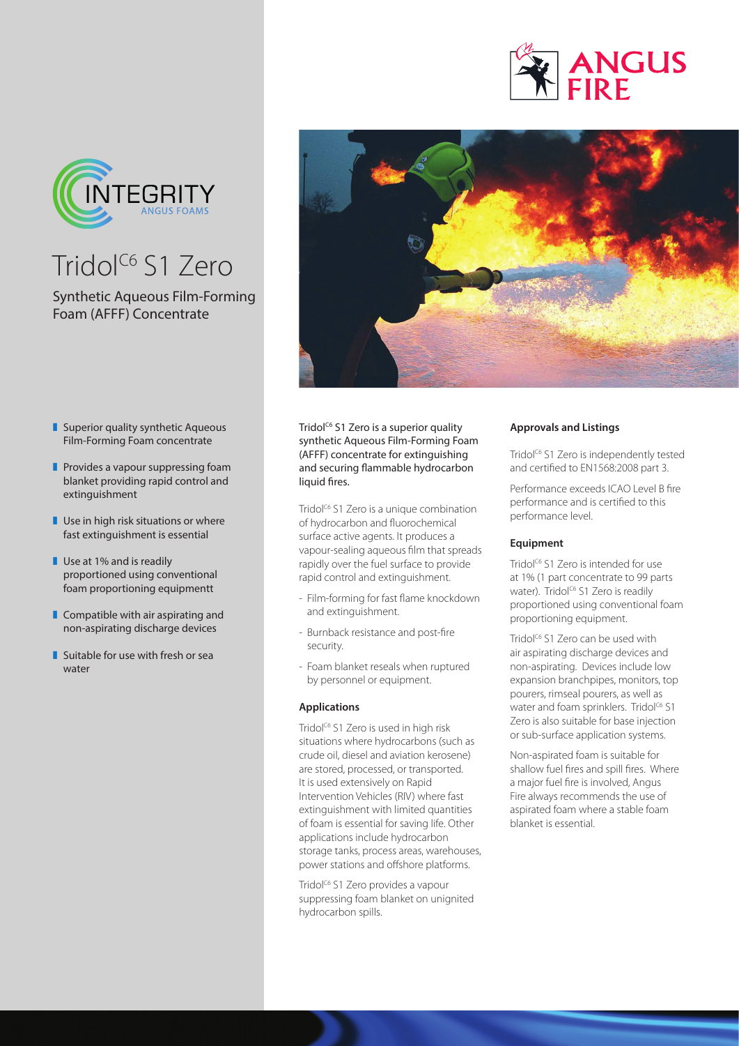ANGUS FIRE

INTEGRITY
ANGUS FOAMS

# Tridol$^{C6}$ S1 Zero

## Synthetic Aqueous Film-Forming Foam (AFFF) Concentrate

- Superior quality synthetic Aqueous Film-Forming Foam concentrate
- Provides a vapour suppressing foam blanket providing rapid control and extinguishment
- Use in high risk situations or where fast extinguishment is essential
- Use at 1% and is readily proportioned using conventional foam proportioning equipmentt
- Compatible with air aspirating and non-aspirating discharge devices
- Suitable for use with fresh or sea water

Tridol$^{C6}$ S1 Zero is a superior quality synthetic Aqueous Film-Forming Foam (AFFF) concentrate for extinguishing and securing flammable hydrocarbon liquid fires.

Tridol$^{C6}$ S1 Zero is a unique combination of hydrocarbon and fluorochemical surface active agents. It produces a vapour-sealing aqueous film that spreads rapidly over the fuel surface to provide rapid control and extinguishment.

- Film-forming for fast flame knockdown and extinguishment.
- Burnback resistance and post-fire security.
- Foam blanket reseals when ruptured by personnel or equipment.

### Applications

Tridol$^{C6}$ S1 Zero is used in high risk situations where hydrocarbons (such as crude oil, diesel and aviation kerosene) are stored, processed, or transported. It is used extensively on Rapid Intervention Vehicles (RIV) where fast extinguishment with limited quantities of foam is essential for saving life. Other applications include hydrocarbon storage tanks, process areas, warehouses, power stations and offshore platforms.

Tridol$^{C6}$ S1 Zero provides a vapour suppressing foam blanket on unignited hydrocarbon spills.

### Approvals and Listings

Tridol$^{C6}$ S1 Zero is independently tested and certified to EN1568:2008 part 3.

Performance exceeds ICAO Level B fire performance and is certified to this performance level.

### Equipment

Tridol$^{C6}$ S1 Zero is intended for use at 1% (1 part concentrate to 99 parts water). Tridol$^{C6}$ S1 Zero is readily proportioned using conventional foam proportioning equipment.

Tridol$^{C6}$ S1 Zero can be used with air aspirating discharge devices and non-aspirating. Devices include low expansion branchpipes, monitors, top pourers, rimseal pourers, as well as water and foam sprinklers. Tridol$^{C6}$ S1 Zero is also suitable for base injection or sub-surface application systems.

Non-aspirated foam is suitable for shallow fuel fires and spill fires. Where a major fuel fire is involved, Angus Fire always recommends the use of aspirated foam where a stable foam blanket is essential.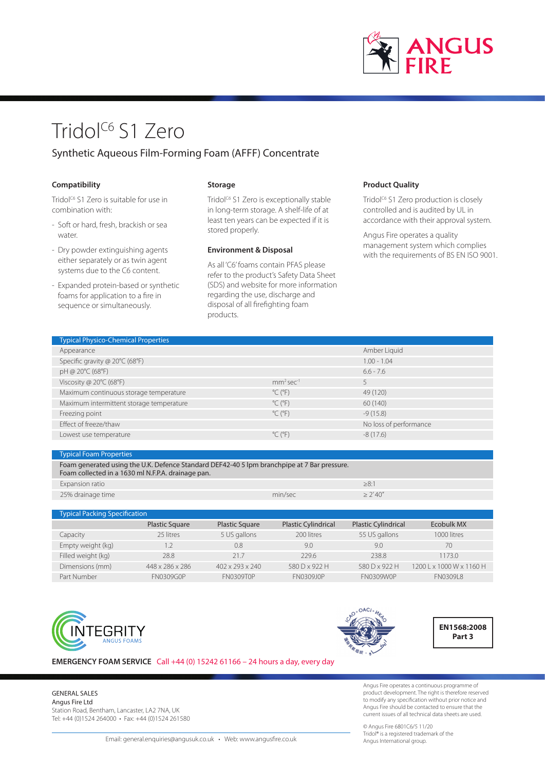# Tridol[C6] S1 Zero

## Synthetic Aqueous Film-Forming Foam (AFFF) Concentrate

### Compatibility

Tridol[C6] S1 Zero is suitable for use in combination with:

- Soft or hard, fresh, brackish or sea water.
- Dry powder extinguishing agents either separately or as twin agent systems due to the C6 content.
- Expanded protein-based or synthetic foams for application to a fire in sequence or simultaneously.

### Storage

Tridol[C6] S1 Zero is exceptionally stable in long-term storage. A shelf-life of at least ten years can be expected if it is stored properly.

### Environment & Disposal

As all 'C6' foams contain PFAS please refer to the product's Safety Data Sheet (SDS) and website for more information regarding the use, discharge and disposal of all firefighting foam products.

### Product Quality

Tridol[C6] S1 Zero production is closely controlled and is audited by UL in accordance with their approval system.

Angus Fire operates a quality management system which complies with the requirements of BS EN ISO 9001.

| Typical Physico-Chemical Properties | | |
|---|---|---|
| Appearance | | Amber Liquid |
| Specific gravity @ 20°C (68°F) | | 1.00 - 1.04 |
| pH @ 20°C (68°F) | | 6.6 - 7.6 |
| Viscosity @ 20°C (68°F) | $mm^2 sec^{-1}$ | 5 |
| Maximum continuous storage temperature | °C (°F) | 49 (120) |
| Maximum intermittent storage temperature | °C (°F) | 60 (140) |
| Freezing point | °C (°F) | -9 (15.8) |
| Effect of freeze/thaw | | No loss of performance |
| Lowest use temperature | °C (°F) | -8 (17.6) |

**Typical Foam Properties**

Foam generated using the U.K. Defence Standard DEF42-40 5 lpm branchpipe at 7 Bar pressure. Foam collected in a 1630 ml N.F.P.A. drainage pan.

| | | |
|---|---|---|
| Expansion ratio | | ≥8:1 |
| 25% drainage time | min/sec | ≥ 2'40" |

**Typical Packing Specification**

| | Plastic Square | Plastic Square | Plastic Cylindrical | Plastic Cylindrical | Ecobulk MX |
|---|---|---|---|---|---|
| Capacity | 25 litres | 5 US gallons | 200 litres | 55 US gallons | 1000 litres |
| Empty weight (kg) | 1.2 | 0.8 | 9.0 | 9.0 | 70 |
| Filled weight (kg) | 28.8 | 21.7 | 229.6 | 238.8 | 1173.0 |
| Dimensions (mm) | 448 x 286 x 286 | 402 x 293 x 240 | 580 D x 922 H | 580 D x 922 H | 1200 L x 1000 W x 1160 H |
| Part Number | FN0309G0P | FN0309T0P | FN0309J0P | FN0309W0P | FN0309L8 |

INTEGRITY ANGUS FOAMS

**EN1568:2008 Part 3**

**EMERGENCY FOAM SERVICE** Call +44 (0) 15242 61166 – 24 hours a day, every day

GENERAL SALES
Angus Fire Ltd
Station Road, Bentham, Lancaster, LA2 7NA, UK
Tel: +44 (0)1524 264000 • Fax: +44 (0)1524 261580

Email: general.enquiries@angusuk.co.uk • Web: www.angusfire.co.uk

Angus Fire operates a continuous programme of product development. The right is therefore reserved to modify any specification without prior notice and Angus Fire should be contacted to ensure that the current issues of all technical data sheets are used.

© Angus Fire 6801C6/5 11/20
Tridol® is a registered trademark of the Angus International group.